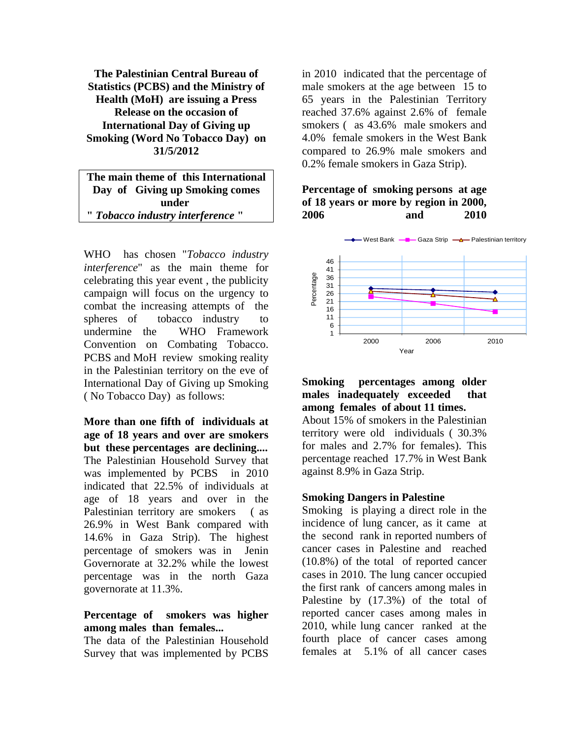**The Palestinian Central Bureau of Statistics (PCBS) and the Ministry of Health (MoH) are issuing a Press Release on the occasion of International Day of Giving up Smoking (Word No Tobacco Day) on 31/5/2012**

**The main theme of this International Day of Giving up Smoking comes under " *Tobacco industry interference* "**

WHO has chosen "*Tobacco industry interference*" as the main theme for celebrating this year event , the publicity campaign will focus on the urgency to combat the increasing attempts of the spheres of tobacco industry to undermine the WHO Framework Convention on Combating Tobacco. PCBS and MoH review smoking reality in the Palestinian territory on the eve of International Day of Giving up Smoking ( No Tobacco Day) as follows:

**More than one fifth of individuals at age of 18 years and over are smokers but these percentages are declining....**
The Palestinian Household Survey that was implemented by PCBS in 2010 indicated that 22.5% of individuals at age of 18 years and over in the Palestinian territory are smokers ( as 26.9% in West Bank compared with 14.6% in Gaza Strip). The highest percentage of smokers was in Jenin Governorate at 32.2% while the lowest percentage was in the north Gaza governorate at 11.3%.

**Percentage of smokers was higher among males than females...**
The data of the Palestinian Household Survey that was implemented by PCBS in 2010 indicated that the percentage of male smokers at the age between 15 to 65 years in the Palestinian Territory reached 37.6% against 2.6% of female smokers ( as 43.6% male smokers and 4.0% female smokers in the West Bank compared to 26.9% male smokers and 0.2% female smokers in Gaza Strip).

**Percentage of smoking persons at age of 18 years or more by region in 2000, 2006 and 2010**

**Smoking percentages among older males inadequately exceeded that among females of about 11 times.**
About 15% of smokers in the Palestinian territory were old individuals ( 30.3% for males and 2.7% for females). This percentage reached 17.7% in West Bank against 8.9% in Gaza Strip.

**Smoking Dangers in Palestine**
Smoking is playing a direct role in the incidence of lung cancer, as it came at the second rank in reported numbers of cancer cases in Palestine and reached (10.8%) of the total of reported cancer cases in 2010. The lung cancer occupied the first rank of cancers among males in Palestine by (17.3%) of the total of reported cancer cases among males in 2010, while lung cancer ranked at the fourth place of cancer cases among females at 5.1% of all cancer cases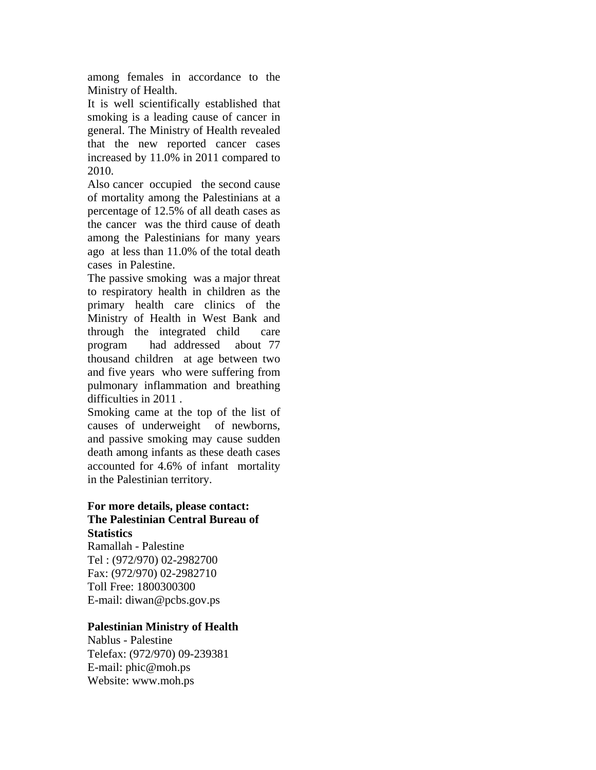among females in accordance to the Ministry of Health.

It is well scientifically established that smoking is a leading cause of cancer in general. The Ministry of Health revealed that the new reported cancer cases increased by 11.0% in 2011 compared to 2010.

Also cancer occupied the second cause of mortality among the Palestinians at a percentage of 12.5% of all death cases as the cancer was the third cause of death among the Palestinians for many years ago at less than 11.0% of the total death cases in Palestine.

The passive smoking was a major threat to respiratory health in children as the primary health care clinics of the Ministry of Health in West Bank and through the integrated child care program had addressed about 77 thousand children at age between two and five years who were suffering from pulmonary inflammation and breathing difficulties in 2011 .

Smoking came at the top of the list of causes of underweight of newborns, and passive smoking may cause sudden death among infants as these death cases accounted for 4.6% of infant mortality in the Palestinian territory.

**For more details, please contact:**
**The Palestinian Central Bureau of Statistics**
Ramallah - Palestine
Tel : (972/970) 02-2982700
Fax: (972/970) 02-2982710
Toll Free: 1800300300
E-mail: diwan@pcbs.gov.ps

**Palestinian Ministry of Health**
Nablus - Palestine
Telefax: (972/970) 09-239381
E-mail: phic@moh.ps
Website: www.moh.ps